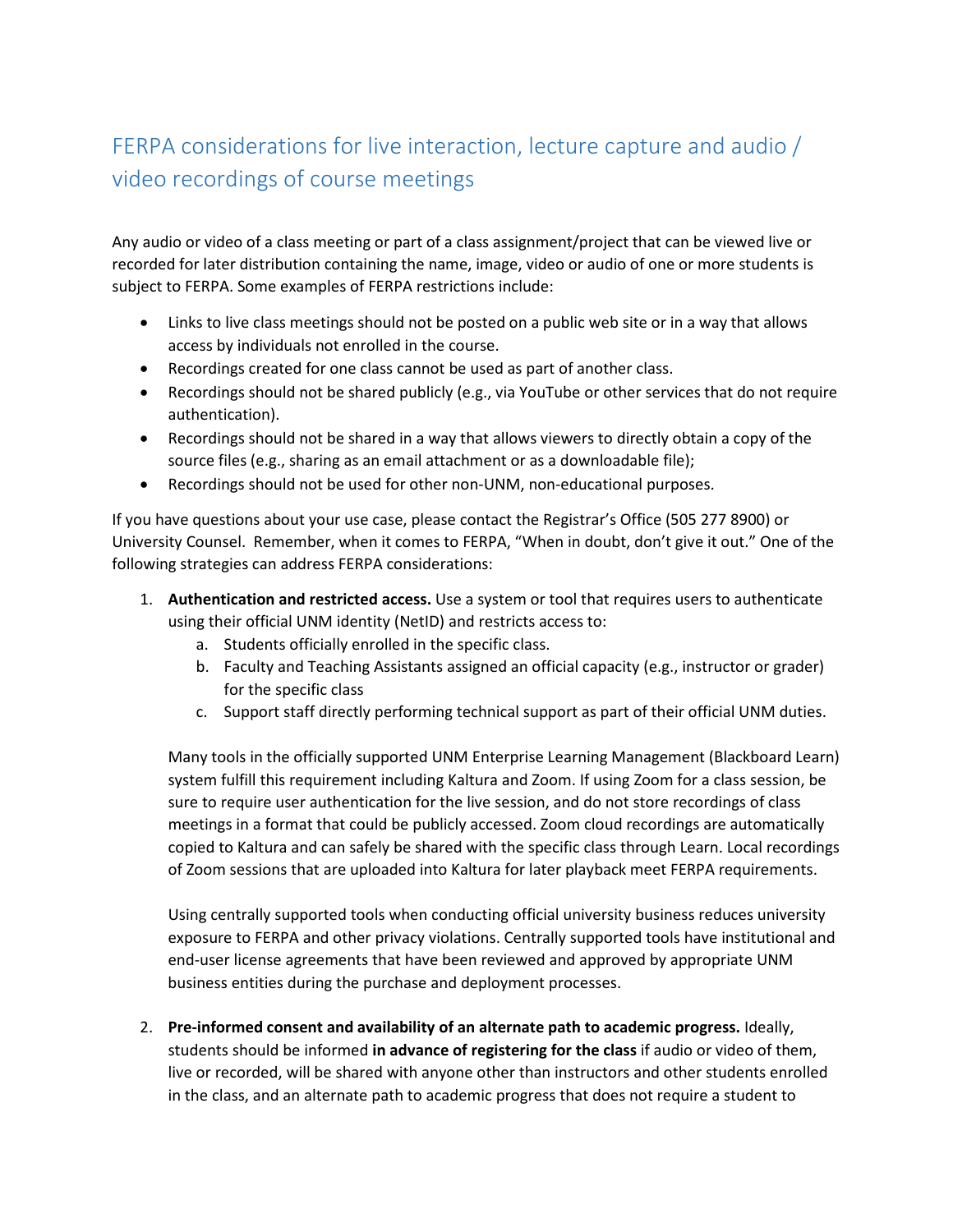# FERPA considerations for live interaction, lecture capture and audio / video recordings of course meetings

Any audio or video of a class meeting or part of a class assignment/project that can be viewed live or recorded for later distribution containing the name, image, video or audio of one or more students is subject to FERPA. Some examples of FERPA restrictions include:

- Links to live class meetings should not be posted on a public web site or in a way that allows access by individuals not enrolled in the course.
- Recordings created for one class cannot be used as part of another class.
- Recordings should not be shared publicly (e.g., via YouTube or other services that do not require authentication).
- Recordings should not be shared in a way that allows viewers to directly obtain a copy of the source files (e.g., sharing as an email attachment or as a downloadable file);
- Recordings should not be used for other non-UNM, non-educational purposes.

If you have questions about your use case, please contact the Registrar's Office (505 277 8900) or University Counsel. Remember, when it comes to FERPA, "When in doubt, don't give it out." One of the following strategies can address FERPA considerations:

1. **Authentication and restricted access.** Use a system or tool that requires users to authenticate using their official UNM identity (NetID) and restricts access to:
   a. Students officially enrolled in the specific class.
   b. Faculty and Teaching Assistants assigned an official capacity (e.g., instructor or grader) for the specific class
   c. Support staff directly performing technical support as part of their official UNM duties.

   Many tools in the officially supported UNM Enterprise Learning Management (Blackboard Learn) system fulfill this requirement including Kaltura and Zoom. If using Zoom for a class session, be sure to require user authentication for the live session, and do not store recordings of class meetings in a format that could be publicly accessed. Zoom cloud recordings are automatically copied to Kaltura and can safely be shared with the specific class through Learn. Local recordings of Zoom sessions that are uploaded into Kaltura for later playback meet FERPA requirements.

   Using centrally supported tools when conducting official university business reduces university exposure to FERPA and other privacy violations. Centrally supported tools have institutional and end-user license agreements that have been reviewed and approved by appropriate UNM business entities during the purchase and deployment processes.

2. **Pre-informed consent and availability of an alternate path to academic progress.** Ideally, students should be informed **in advance of registering for the class** if audio or video of them, live or recorded, will be shared with anyone other than instructors and other students enrolled in the class, and an alternate path to academic progress that does not require a student to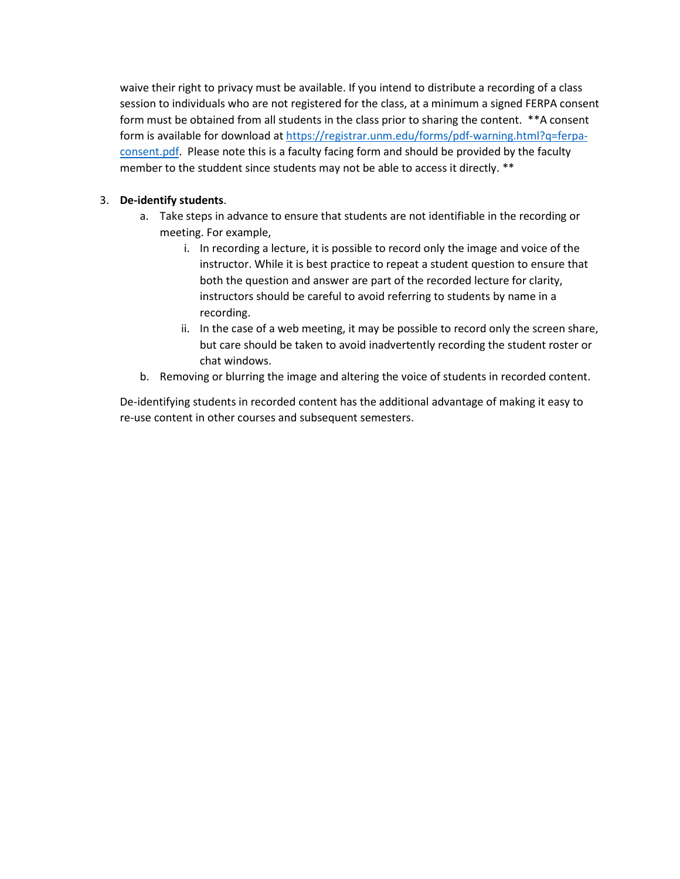waive their right to privacy must be available. If you intend to distribute a recording of a class session to individuals who are not registered for the class, at a minimum a signed FERPA consent form must be obtained from all students in the class prior to sharing the content. **A consent form is available for download at [https://registrar.unm.edu/forms/pdf-warning.html?q=ferpa-consent.pdf](https://registrar.unm.edu/forms/pdf-warning.html?q=ferpa-consent.pdf). Please note this is a faculty facing form and should be provided by the faculty member to the studdent since students may not be able to access it directly. **

3. **De-identify students**.
   a. Take steps in advance to ensure that students are not identifiable in the recording or meeting. For example,
      i. In recording a lecture, it is possible to record only the image and voice of the instructor. While it is best practice to repeat a student question to ensure that both the question and answer are part of the recorded lecture for clarity, instructors should be careful to avoid referring to students by name in a recording.
      ii. In the case of a web meeting, it may be possible to record only the screen share, but care should be taken to avoid inadvertently recording the student roster or chat windows.
   b. Removing or blurring the image and altering the voice of students in recorded content.

   De-identifying students in recorded content has the additional advantage of making it easy to re-use content in other courses and subsequent semesters.